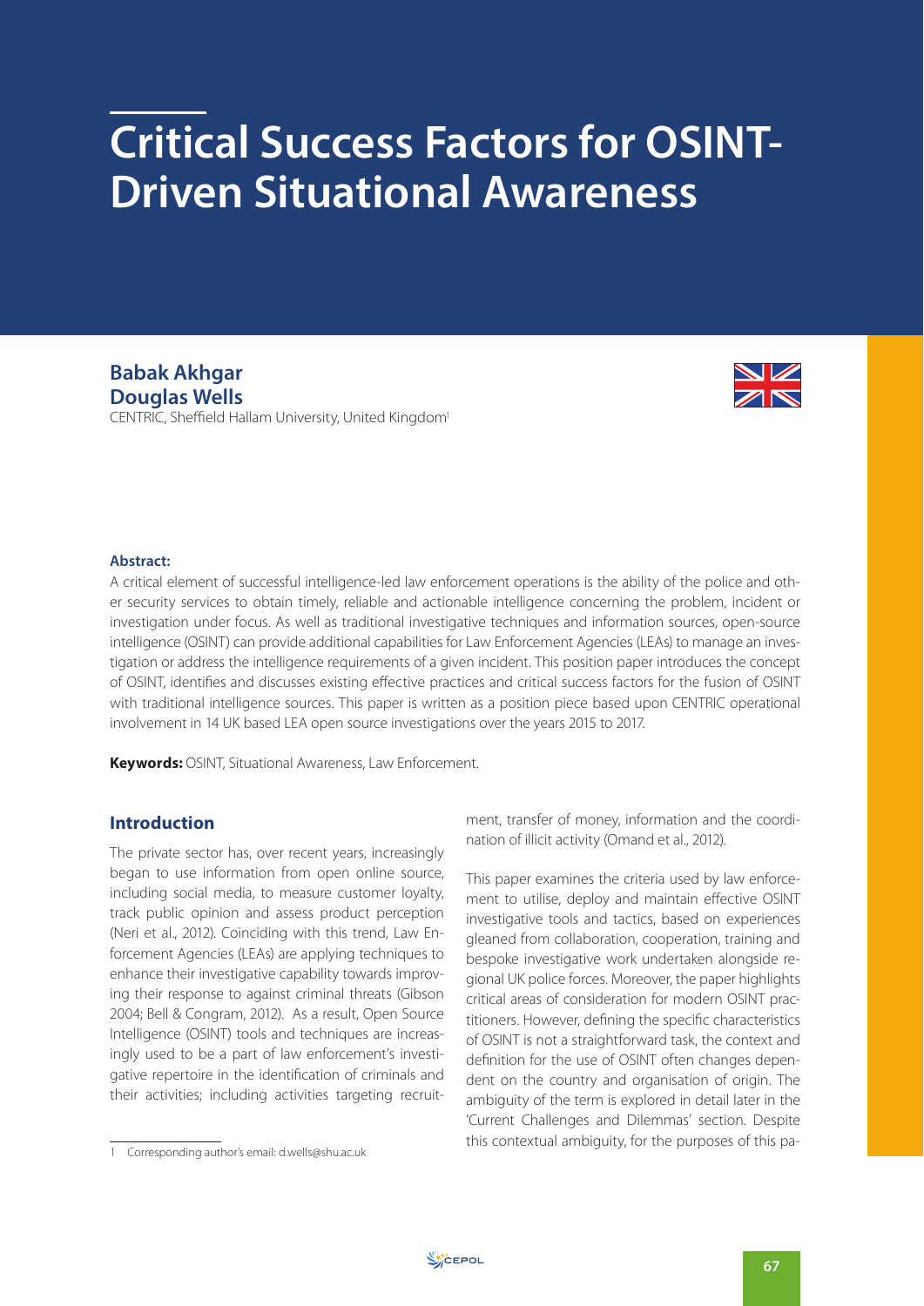# Critical Success Factors for OSINT-Driven Situational Awareness

**Babak Akhgar**
**Douglas Wells**
CENTRIC, Sheffield Hallam University, United Kingdom[1]

**Abstract:**
A critical element of successful intelligence-led law enforcement operations is the ability of the police and other security services to obtain timely, reliable and actionable intelligence concerning the problem, incident or investigation under focus. As well as traditional investigative techniques and information sources, open-source intelligence (OSINT) can provide additional capabilities for Law Enforcement Agencies (LEAs) to manage an investigation or address the intelligence requirements of a given incident. This position paper introduces the concept of OSINT, identifies and discusses existing effective practices and critical success factors for the fusion of OSINT with traditional intelligence sources. This paper is written as a position piece based upon CENTRIC operational involvement in 14 UK based LEA open source investigations over the years 2015 to 2017.

**Keywords:** OSINT, Situational Awareness, Law Enforcement.

## Introduction

The private sector has, over recent years, increasingly began to use information from open online source, including social media, to measure customer loyalty, track public opinion and assess product perception (Neri et al., 2012). Coinciding with this trend, Law Enforcement Agencies (LEAs) are applying techniques to enhance their investigative capability towards improving their response to against criminal threats (Gibson 2004; Bell & Congram, 2012). As a result, Open Source Intelligence (OSINT) tools and techniques are increasingly used to be a part of law enforcement's investigative repertoire in the identification of criminals and their activities; including activities targeting recruitment, transfer of money, information and the coordination of illicit activity (Omand et al., 2012).

This paper examines the criteria used by law enforcement to utilise, deploy and maintain effective OSINT investigative tools and tactics, based on experiences gleaned from collaboration, cooperation, training and bespoke investigative work undertaken alongside regional UK police forces. Moreover, the paper highlights critical areas of consideration for modern OSINT practitioners. However, defining the specific characteristics of OSINT is not a straightforward task, the context and definition for the use of OSINT often changes dependent on the country and organisation of origin. The ambiguity of the term is explored in detail later in the 'Current Challenges and Dilemmas' section. Despite this contextual ambiguity, for the purposes of this pa-

[1] Corresponding author's email: d.wells@shu.ac.uk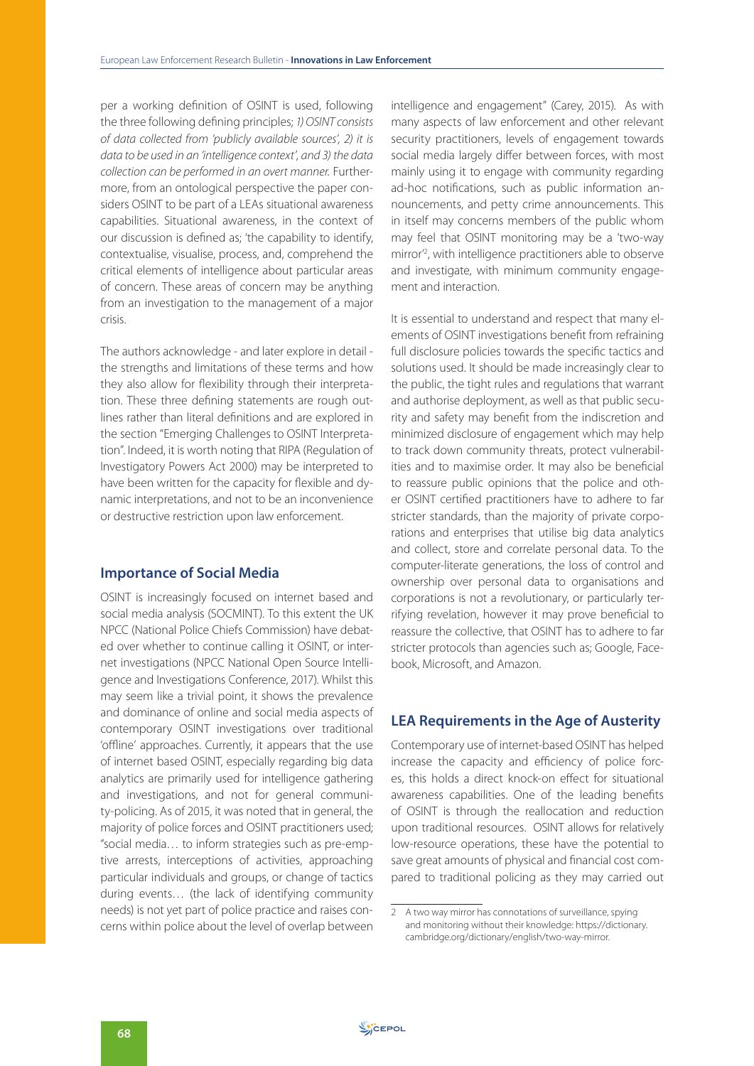per a working definition of OSINT is used, following the three following defining principles; *1) OSINT consists of data collected from 'publicly available sources', 2) it is data to be used in an 'intelligence context', and 3) the data collection can be performed in an overt manner.* Furthermore, from an ontological perspective the paper considers OSINT to be part of a LEAs situational awareness capabilities. Situational awareness, in the context of our discussion is defined as; 'the capability to identify, contextualise, visualise, process, and, comprehend the critical elements of intelligence about particular areas of concern. These areas of concern may be anything from an investigation to the management of a major crisis.

The authors acknowledge - and later explore in detail - the strengths and limitations of these terms and how they also allow for flexibility through their interpretation. These three defining statements are rough outlines rather than literal definitions and are explored in the section "Emerging Challenges to OSINT Interpretation". Indeed, it is worth noting that RIPA (Regulation of Investigatory Powers Act 2000) may be interpreted to have been written for the capacity for flexible and dynamic interpretations, and not to be an inconvenience or destructive restriction upon law enforcement.

## Importance of Social Media

OSINT is increasingly focused on internet based and social media analysis (SOCMINT). To this extent the UK NPCC (National Police Chiefs Commission) have debated over whether to continue calling it OSINT, or internet investigations (NPCC National Open Source Intelligence and Investigations Conference, 2017). Whilst this may seem like a trivial point, it shows the prevalence and dominance of online and social media aspects of contemporary OSINT investigations over traditional 'offline' approaches. Currently, it appears that the use of internet based OSINT, especially regarding big data analytics are primarily used for intelligence gathering and investigations, and not for general community-policing. As of 2015, it was noted that in general, the majority of police forces and OSINT practitioners used; "social media… to inform strategies such as pre-emptive arrests, interceptions of activities, approaching particular individuals and groups, or change of tactics during events… (the lack of identifying community needs) is not yet part of police practice and raises concerns within police about the level of overlap between intelligence and engagement" (Carey, 2015). As with many aspects of law enforcement and other relevant security practitioners, levels of engagement towards social media largely differ between forces, with most mainly using it to engage with community regarding ad-hoc notifications, such as public information announcements, and petty crime announcements. This in itself may concerns members of the public whom may feel that OSINT monitoring may be a 'two-way mirror'[2], with intelligence practitioners able to observe and investigate, with minimum community engagement and interaction.

It is essential to understand and respect that many elements of OSINT investigations benefit from refraining full disclosure policies towards the specific tactics and solutions used. It should be made increasingly clear to the public, the tight rules and regulations that warrant and authorise deployment, as well as that public security and safety may benefit from the indiscretion and minimized disclosure of engagement which may help to track down community threats, protect vulnerabilities and to maximise order. It may also be beneficial to reassure public opinions that the police and other OSINT certified practitioners have to adhere to far stricter standards, than the majority of private corporations and enterprises that utilise big data analytics and collect, store and correlate personal data. To the computer-literate generations, the loss of control and ownership over personal data to organisations and corporations is not a revolutionary, or particularly terrifying revelation, however it may prove beneficial to reassure the collective, that OSINT has to adhere to far stricter protocols than agencies such as; Google, Facebook, Microsoft, and Amazon.

## LEA Requirements in the Age of Austerity

Contemporary use of internet-based OSINT has helped increase the capacity and efficiency of police forces, this holds a direct knock-on effect for situational awareness capabilities. One of the leading benefits of OSINT is through the reallocation and reduction upon traditional resources. OSINT allows for relatively low-resource operations, these have the potential to save great amounts of physical and financial cost compared to traditional policing as they may carried out

[2] A two way mirror has connotations of surveillance, spying and monitoring without their knowledge: https://dictionary.cambridge.org/dictionary/english/two-way-mirror.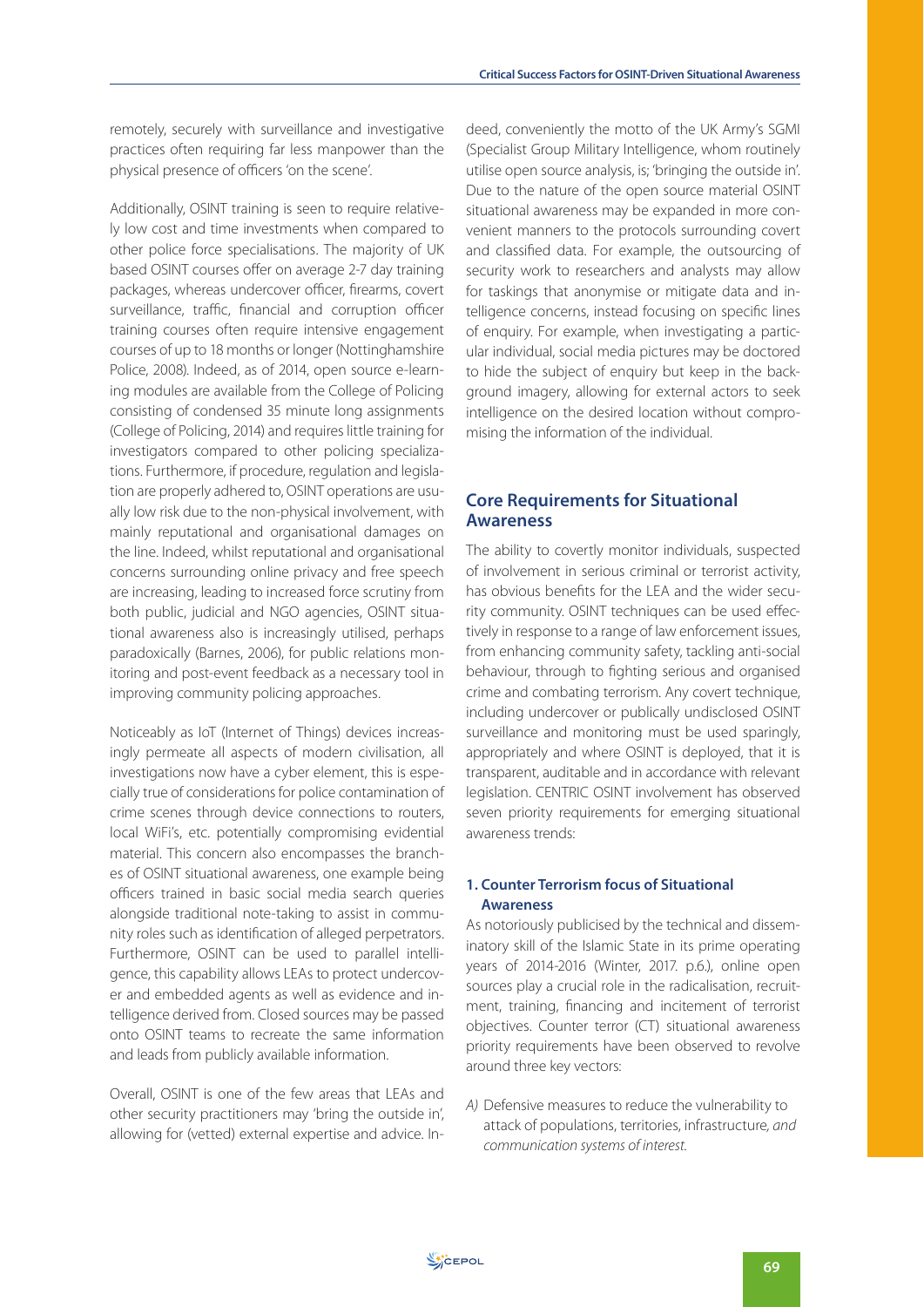remotely, securely with surveillance and investigative practices often requiring far less manpower than the physical presence of officers 'on the scene'.

Additionally, OSINT training is seen to require relatively low cost and time investments when compared to other police force specialisations. The majority of UK based OSINT courses offer on average 2-7 day training packages, whereas undercover officer, firearms, covert surveillance, traffic, financial and corruption officer training courses often require intensive engagement courses of up to 18 months or longer (Nottinghamshire Police, 2008). Indeed, as of 2014, open source e-learning modules are available from the College of Policing consisting of condensed 35 minute long assignments (College of Policing, 2014) and requires little training for investigators compared to other policing specializations. Furthermore, if procedure, regulation and legislation are properly adhered to, OSINT operations are usually low risk due to the non-physical involvement, with mainly reputational and organisational damages on the line. Indeed, whilst reputational and organisational concerns surrounding online privacy and free speech are increasing, leading to increased force scrutiny from both public, judicial and NGO agencies, OSINT situational awareness also is increasingly utilised, perhaps paradoxically (Barnes, 2006), for public relations monitoring and post-event feedback as a necessary tool in improving community policing approaches.

Noticeably as IoT (Internet of Things) devices increasingly permeate all aspects of modern civilisation, all investigations now have a cyber element, this is especially true of considerations for police contamination of crime scenes through device connections to routers, local WiFi's, etc. potentially compromising evidential material. This concern also encompasses the branches of OSINT situational awareness, one example being officers trained in basic social media search queries alongside traditional note-taking to assist in community roles such as identification of alleged perpetrators. Furthermore, OSINT can be used to parallel intelligence, this capability allows LEAs to protect undercover and embedded agents as well as evidence and intelligence derived from. Closed sources may be passed onto OSINT teams to recreate the same information and leads from publicly available information.

Overall, OSINT is one of the few areas that LEAs and other security practitioners may 'bring the outside in', allowing for (vetted) external expertise and advice. Indeed, conveniently the motto of the UK Army's SGMI (Specialist Group Military Intelligence, whom routinely utilise open source analysis, is; 'bringing the outside in'. Due to the nature of the open source material OSINT situational awareness may be expanded in more convenient manners to the protocols surrounding covert and classified data. For example, the outsourcing of security work to researchers and analysts may allow for taskings that anonymise or mitigate data and intelligence concerns, instead focusing on specific lines of enquiry. For example, when investigating a particular individual, social media pictures may be doctored to hide the subject of enquiry but keep in the background imagery, allowing for external actors to seek intelligence on the desired location without compromising the information of the individual.

## Core Requirements for Situational Awareness

The ability to covertly monitor individuals, suspected of involvement in serious criminal or terrorist activity, has obvious benefits for the LEA and the wider security community. OSINT techniques can be used effectively in response to a range of law enforcement issues, from enhancing community safety, tackling anti-social behaviour, through to fighting serious and organised crime and combating terrorism. Any covert technique, including undercover or publically undisclosed OSINT surveillance and monitoring must be used sparingly, appropriately and where OSINT is deployed, that it is transparent, auditable and in accordance with relevant legislation. CENTRIC OSINT involvement has observed seven priority requirements for emerging situational awareness trends:

### 1. Counter Terrorism focus of Situational Awareness

As notoriously publicised by the technical and disseminatory skill of the Islamic State in its prime operating years of 2014-2016 (Winter, 2017. p.6.), online open sources play a crucial role in the radicalisation, recruitment, training, financing and incitement of terrorist objectives. Counter terror (CT) situational awareness priority requirements have been observed to revolve around three key vectors:

*A)* Defensive measures to reduce the vulnerability to attack of populations, territories, infrastructure, *and communication systems of interest.*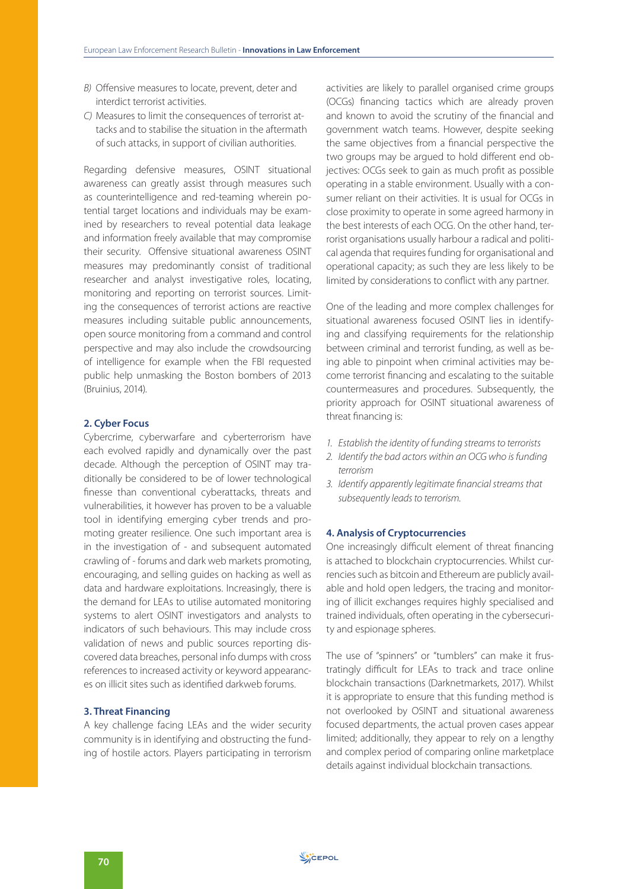*B)* Offensive measures to locate, prevent, deter and interdict terrorist activities.

*C)* Measures to limit the consequences of terrorist attacks and to stabilise the situation in the aftermath of such attacks, in support of civilian authorities.

Regarding defensive measures, OSINT situational awareness can greatly assist through measures such as counterintelligence and red-teaming wherein potential target locations and individuals may be examined by researchers to reveal potential data leakage and information freely available that may compromise their security. Offensive situational awareness OSINT measures may predominantly consist of traditional researcher and analyst investigative roles, locating, monitoring and reporting on terrorist sources. Limiting the consequences of terrorist actions are reactive measures including suitable public announcements, open source monitoring from a command and control perspective and may also include the crowdsourcing of intelligence for example when the FBI requested public help unmasking the Boston bombers of 2013 (Bruinius, 2014).

### 2. Cyber Focus

Cybercrime, cyberwarfare and cyberterrorism have each evolved rapidly and dynamically over the past decade. Although the perception of OSINT may traditionally be considered to be of lower technological finesse than conventional cyberattacks, threats and vulnerabilities, it however has proven to be a valuable tool in identifying emerging cyber trends and promoting greater resilience. One such important area is in the investigation of - and subsequent automated crawling of - forums and dark web markets promoting, encouraging, and selling guides on hacking as well as data and hardware exploitations. Increasingly, there is the demand for LEAs to utilise automated monitoring systems to alert OSINT investigators and analysts to indicators of such behaviours. This may include cross validation of news and public sources reporting discovered data breaches, personal info dumps with cross references to increased activity or keyword appearances on illicit sites such as identified darkweb forums.

### 3. Threat Financing

A key challenge facing LEAs and the wider security community is in identifying and obstructing the funding of hostile actors. Players participating in terrorism activities are likely to parallel organised crime groups (OCGs) financing tactics which are already proven and known to avoid the scrutiny of the financial and government watch teams. However, despite seeking the same objectives from a financial perspective the two groups may be argued to hold different end objectives: OCGs seek to gain as much profit as possible operating in a stable environment. Usually with a consumer reliant on their activities. It is usual for OCGs in close proximity to operate in some agreed harmony in the best interests of each OCG. On the other hand, terrorist organisations usually harbour a radical and political agenda that requires funding for organisational and operational capacity; as such they are less likely to be limited by considerations to conflict with any partner.

One of the leading and more complex challenges for situational awareness focused OSINT lies in identifying and classifying requirements for the relationship between criminal and terrorist funding, as well as being able to pinpoint when criminal activities may become terrorist financing and escalating to the suitable countermeasures and procedures. Subsequently, the priority approach for OSINT situational awareness of threat financing is:

1. *Establish the identity of funding streams to terrorists*
2. *Identify the bad actors within an OCG who is funding terrorism*
3. *Identify apparently legitimate financial streams that subsequently leads to terrorism.*

### 4. Analysis of Cryptocurrencies

One increasingly difficult element of threat financing is attached to blockchain cryptocurrencies. Whilst currencies such as bitcoin and Ethereum are publicly available and hold open ledgers, the tracing and monitoring of illicit exchanges requires highly specialised and trained individuals, often operating in the cybersecurity and espionage spheres.

The use of "spinners" or "tumblers" can make it frustratingly difficult for LEAs to track and trace online blockchain transactions (Darknetmarkets, 2017). Whilst it is appropriate to ensure that this funding method is not overlooked by OSINT and situational awareness focused departments, the actual proven cases appear limited; additionally, they appear to rely on a lengthy and complex period of comparing online marketplace details against individual blockchain transactions.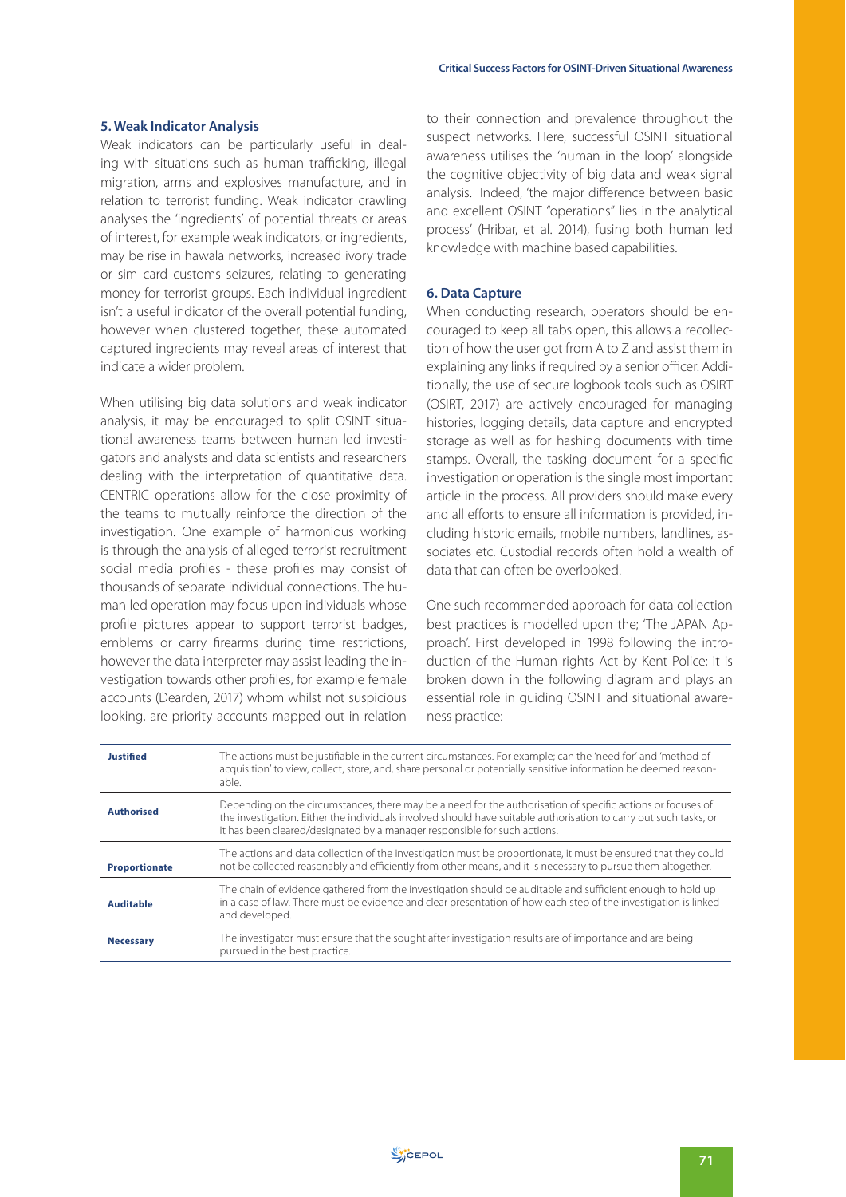### 5. Weak Indicator Analysis

Weak indicators can be particularly useful in dealing with situations such as human trafficking, illegal migration, arms and explosives manufacture, and in relation to terrorist funding. Weak indicator crawling analyses the 'ingredients' of potential threats or areas of interest, for example weak indicators, or ingredients, may be rise in hawala networks, increased ivory trade or sim card customs seizures, relating to generating money for terrorist groups. Each individual ingredient isn't a useful indicator of the overall potential funding, however when clustered together, these automated captured ingredients may reveal areas of interest that indicate a wider problem.

When utilising big data solutions and weak indicator analysis, it may be encouraged to split OSINT situational awareness teams between human led investigators and analysts and data scientists and researchers dealing with the interpretation of quantitative data. CENTRIC operations allow for the close proximity of the teams to mutually reinforce the direction of the investigation. One example of harmonious working is through the analysis of alleged terrorist recruitment social media profiles - these profiles may consist of thousands of separate individual connections. The human led operation may focus upon individuals whose profile pictures appear to support terrorist badges, emblems or carry firearms during time restrictions, however the data interpreter may assist leading the investigation towards other profiles, for example female accounts (Dearden, 2017) whom whilst not suspicious looking, are priority accounts mapped out in relation to their connection and prevalence throughout the suspect networks. Here, successful OSINT situational awareness utilises the 'human in the loop' alongside the cognitive objectivity of big data and weak signal analysis. Indeed, 'the major difference between basic and excellent OSINT "operations" lies in the analytical process' (Hribar, et al. 2014), fusing both human led knowledge with machine based capabilities.

### 6. Data Capture

When conducting research, operators should be encouraged to keep all tabs open, this allows a recollection of how the user got from A to Z and assist them in explaining any links if required by a senior officer. Additionally, the use of secure logbook tools such as OSIRT (OSIRT, 2017) are actively encouraged for managing histories, logging details, data capture and encrypted storage as well as for hashing documents with time stamps. Overall, the tasking document for a specific investigation or operation is the single most important article in the process. All providers should make every and all efforts to ensure all information is provided, including historic emails, mobile numbers, landlines, associates etc. Custodial records often hold a wealth of data that can often be overlooked.

One such recommended approach for data collection best practices is modelled upon the; 'The JAPAN Approach'. First developed in 1998 following the introduction of the Human rights Act by Kent Police; it is broken down in the following diagram and plays an essential role in guiding OSINT and situational awareness practice:

| | |
|---|---|
| **Justified** | The actions must be justifiable in the current circumstances. For example; can the 'need for' and 'method of acquisition' to view, collect, store, and, share personal or potentially sensitive information be deemed reasonable. |
| **Authorised** | Depending on the circumstances, there may be a need for the authorisation of specific actions or focuses of the investigation. Either the individuals involved should have suitable authorisation to carry out such tasks, or it has been cleared/designated by a manager responsible for such actions. |
| **Proportionate** | The actions and data collection of the investigation must be proportionate, it must be ensured that they could not be collected reasonably and efficiently from other means, and it is necessary to pursue them altogether. |
| **Auditable** | The chain of evidence gathered from the investigation should be auditable and sufficient enough to hold up in a case of law. There must be evidence and clear presentation of how each step of the investigation is linked and developed. |
| **Necessary** | The investigator must ensure that the sought after investigation results are of importance and are being pursued in the best practice. |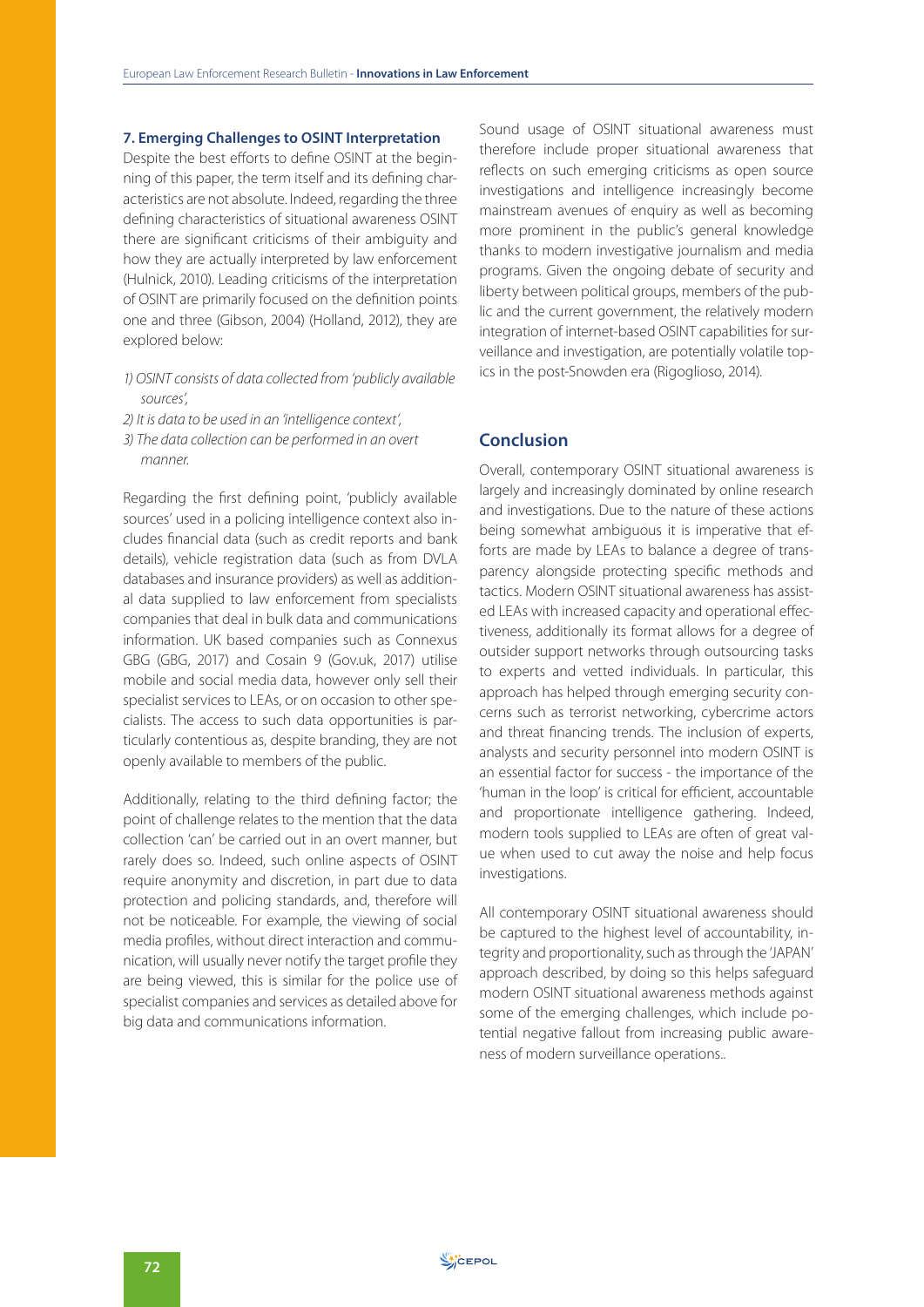### 7. Emerging Challenges to OSINT Interpretation

Despite the best efforts to define OSINT at the beginning of this paper, the term itself and its defining characteristics are not absolute. Indeed, regarding the three defining characteristics of situational awareness OSINT there are significant criticisms of their ambiguity and how they are actually interpreted by law enforcement (Hulnick, 2010). Leading criticisms of the interpretation of OSINT are primarily focused on the definition points one and three (Gibson, 2004) (Holland, 2012), they are explored below:

*1) OSINT consists of data collected from 'publicly available sources',*

*2) It is data to be used in an 'intelligence context',*

*3) The data collection can be performed in an overt manner.*

Regarding the first defining point, 'publicly available sources' used in a policing intelligence context also includes financial data (such as credit reports and bank details), vehicle registration data (such as from DVLA databases and insurance providers) as well as additional data supplied to law enforcement from specialists companies that deal in bulk data and communications information. UK based companies such as Connexus GBG (GBG, 2017) and Cosain 9 (Gov.uk, 2017) utilise mobile and social media data, however only sell their specialist services to LEAs, or on occasion to other specialists. The access to such data opportunities is particularly contentious as, despite branding, they are not openly available to members of the public.

Additionally, relating to the third defining factor; the point of challenge relates to the mention that the data collection 'can' be carried out in an overt manner, but rarely does so. Indeed, such online aspects of OSINT require anonymity and discretion, in part due to data protection and policing standards, and, therefore will not be noticeable. For example, the viewing of social media profiles, without direct interaction and communication, will usually never notify the target profile they are being viewed, this is similar for the police use of specialist companies and services as detailed above for big data and communications information.

Sound usage of OSINT situational awareness must therefore include proper situational awareness that reflects on such emerging criticisms as open source investigations and intelligence increasingly become mainstream avenues of enquiry as well as becoming more prominent in the public's general knowledge thanks to modern investigative journalism and media programs. Given the ongoing debate of security and liberty between political groups, members of the public and the current government, the relatively modern integration of internet-based OSINT capabilities for surveillance and investigation, are potentially volatile topics in the post-Snowden era (Rigoglioso, 2014).

## Conclusion

Overall, contemporary OSINT situational awareness is largely and increasingly dominated by online research and investigations. Due to the nature of these actions being somewhat ambiguous it is imperative that efforts are made by LEAs to balance a degree of transparency alongside protecting specific methods and tactics. Modern OSINT situational awareness has assisted LEAs with increased capacity and operational effectiveness, additionally its format allows for a degree of outsider support networks through outsourcing tasks to experts and vetted individuals. In particular, this approach has helped through emerging security concerns such as terrorist networking, cybercrime actors and threat financing trends. The inclusion of experts, analysts and security personnel into modern OSINT is an essential factor for success - the importance of the 'human in the loop' is critical for efficient, accountable and proportionate intelligence gathering. Indeed, modern tools supplied to LEAs are often of great value when used to cut away the noise and help focus investigations.

All contemporary OSINT situational awareness should be captured to the highest level of accountability, integrity and proportionality, such as through the 'JAPAN' approach described, by doing so this helps safeguard modern OSINT situational awareness methods against some of the emerging challenges, which include potential negative fallout from increasing public awareness of modern surveillance operations..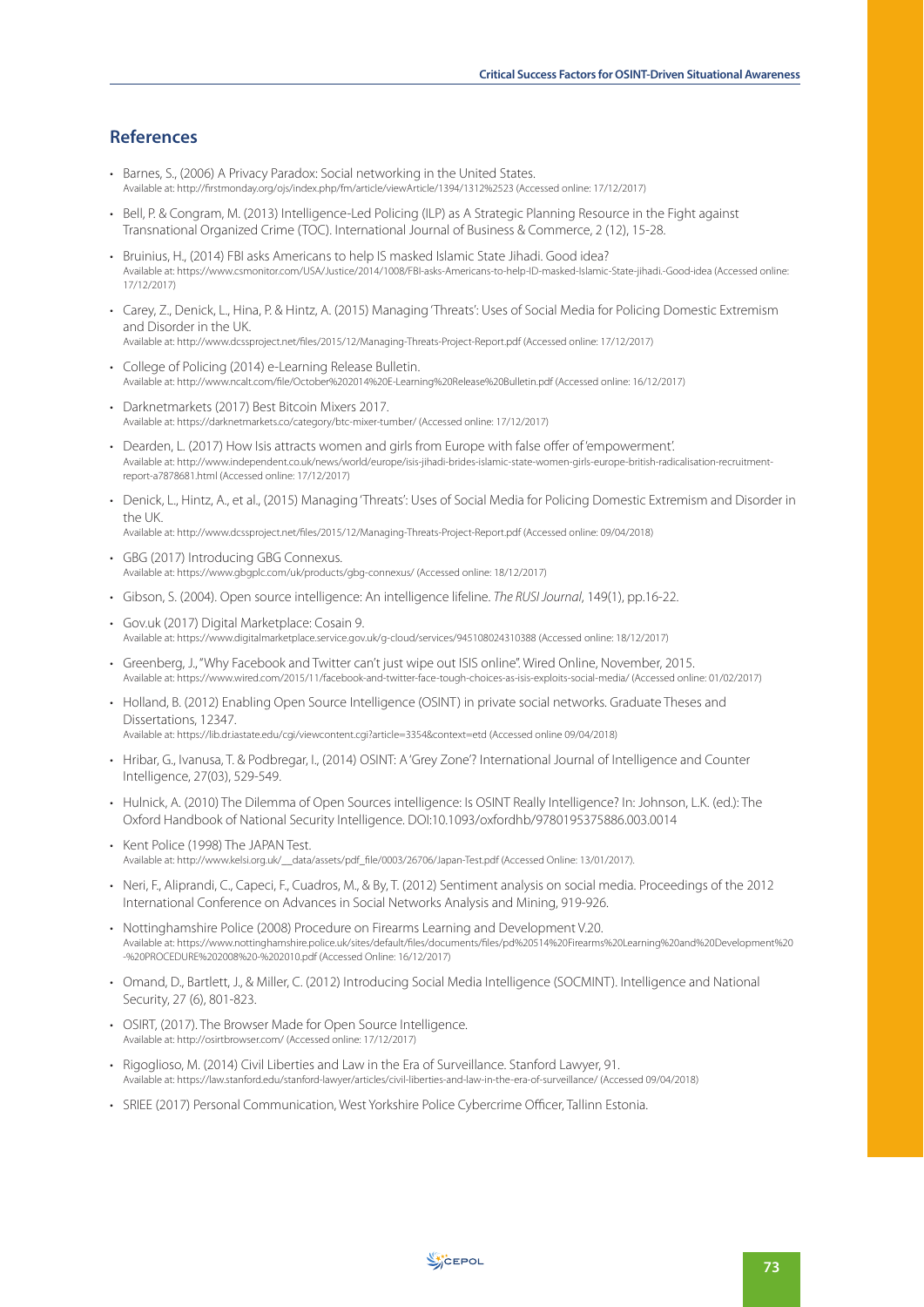## References

- Barnes, S., (2006) A Privacy Paradox: Social networking in the United States.
  Available at: http://firstmonday.org/ojs/index.php/fm/article/viewArticle/1394/1312%2523 (Accessed online: 17/12/2017)
- Bell, P. & Congram, M. (2013) Intelligence-Led Policing (ILP) as A Strategic Planning Resource in the Fight against Transnational Organized Crime (TOC). International Journal of Business & Commerce, 2 (12), 15-28.
- Bruinius, H., (2014) FBI asks Americans to help IS masked Islamic State Jihadi. Good idea?
  Available at: https://www.csmonitor.com/USA/Justice/2014/1008/FBI-asks-Americans-to-help-ID-masked-Islamic-State-jihadi.-Good-idea (Accessed online: 17/12/2017)
- Carey, Z., Denick, L., Hina, P. & Hintz, A. (2015) Managing 'Threats': Uses of Social Media for Policing Domestic Extremism and Disorder in the UK.
  Available at: http://www.dcssproject.net/files/2015/12/Managing-Threats-Project-Report.pdf (Accessed online: 17/12/2017)
- College of Policing (2014) e-Learning Release Bulletin.
  Available at: http://www.ncalt.com/file/October%202014%20E-Learning%20Release%20Bulletin.pdf (Accessed online: 16/12/2017)
- Darknetmarkets (2017) Best Bitcoin Mixers 2017.
  Available at: https://darknetmarkets.co/category/btc-mixer-tumber/ (Accessed online: 17/12/2017)
- Dearden, L. (2017) How Isis attracts women and girls from Europe with false offer of 'empowerment'.
  Available at: http://www.independent.co.uk/news/world/europe/isis-jihadi-brides-islamic-state-women-girls-europe-british-radicalisation-recruitment-report-a7878681.html (Accessed online: 17/12/2017)
- Denick, L., Hintz, A., et al., (2015) Managing 'Threats': Uses of Social Media for Policing Domestic Extremism and Disorder in the UK.
  Available at: http://www.dcssproject.net/files/2015/12/Managing-Threats-Project-Report.pdf (Accessed online: 09/04/2018)
- GBG (2017) Introducing GBG Connexus.
  Available at: https://www.gbgplc.com/uk/products/gbg-connexus/ (Accessed online: 18/12/2017)
- Gibson, S. (2004). Open source intelligence: An intelligence lifeline. *The RUSI Journal*, 149(1), pp.16-22.
- Gov.uk (2017) Digital Marketplace: Cosain 9.
  Available at: https://www.digitalmarketplace.service.gov.uk/g-cloud/services/945108024310388 (Accessed online: 18/12/2017)
- Greenberg, J., "Why Facebook and Twitter can't just wipe out ISIS online". Wired Online, November, 2015.
  Available at: https://www.wired.com/2015/11/facebook-and-twitter-face-tough-choices-as-isis-exploits-social-media/ (Accessed online: 01/02/2017)
- Holland, B. (2012) Enabling Open Source Intelligence (OSINT) in private social networks. Graduate Theses and Dissertations, 12347.
  Available at: https://lib.dr.iastate.edu/cgi/viewcontent.cgi?article=3354&context=etd (Accessed online 09/04/2018)
- Hribar, G., Ivanusa, T. & Podbregar, I., (2014) OSINT: A 'Grey Zone'? International Journal of Intelligence and Counter Intelligence, 27(03), 529-549.
- Hulnick, A. (2010) The Dilemma of Open Sources intelligence: Is OSINT Really Intelligence? In: Johnson, L.K. (ed.): The Oxford Handbook of National Security Intelligence. DOI:10.1093/oxfordhb/9780195375886.003.0014
- Kent Police (1998) The JAPAN Test.
  Available at: http://www.kelsi.org.uk/__data/assets/pdf_file/0003/26706/Japan-Test.pdf (Accessed Online: 13/01/2017).
- Neri, F., Aliprandi, C., Capeci, F., Cuadros, M., & By, T. (2012) Sentiment analysis on social media. Proceedings of the 2012 International Conference on Advances in Social Networks Analysis and Mining, 919-926.
- Nottinghamshire Police (2008) Procedure on Firearms Learning and Development V.20.
  Available at: https://www.nottinghamshire.police.uk/sites/default/files/documents/files/pd%20514%20Firearms%20Learning%20and%20Development%20-%20PROCEDURE%202008%20-%202010.pdf (Accessed Online: 16/12/2017)
- Omand, D., Bartlett, J., & Miller, C. (2012) Introducing Social Media Intelligence (SOCMINT). Intelligence and National Security, 27 (6), 801-823.
- OSIRT, (2017). The Browser Made for Open Source Intelligence.
  Available at: http://osirtbrowser.com/ (Accessed online: 17/12/2017)
- Rigoglioso, M. (2014) Civil Liberties and Law in the Era of Surveillance. Stanford Lawyer, 91.
  Available at: https://law.stanford.edu/stanford-lawyer/articles/civil-liberties-and-law-in-the-era-of-surveillance/ (Accessed 09/04/2018)
- SRIEE (2017) Personal Communication, West Yorkshire Police Cybercrime Officer, Tallinn Estonia.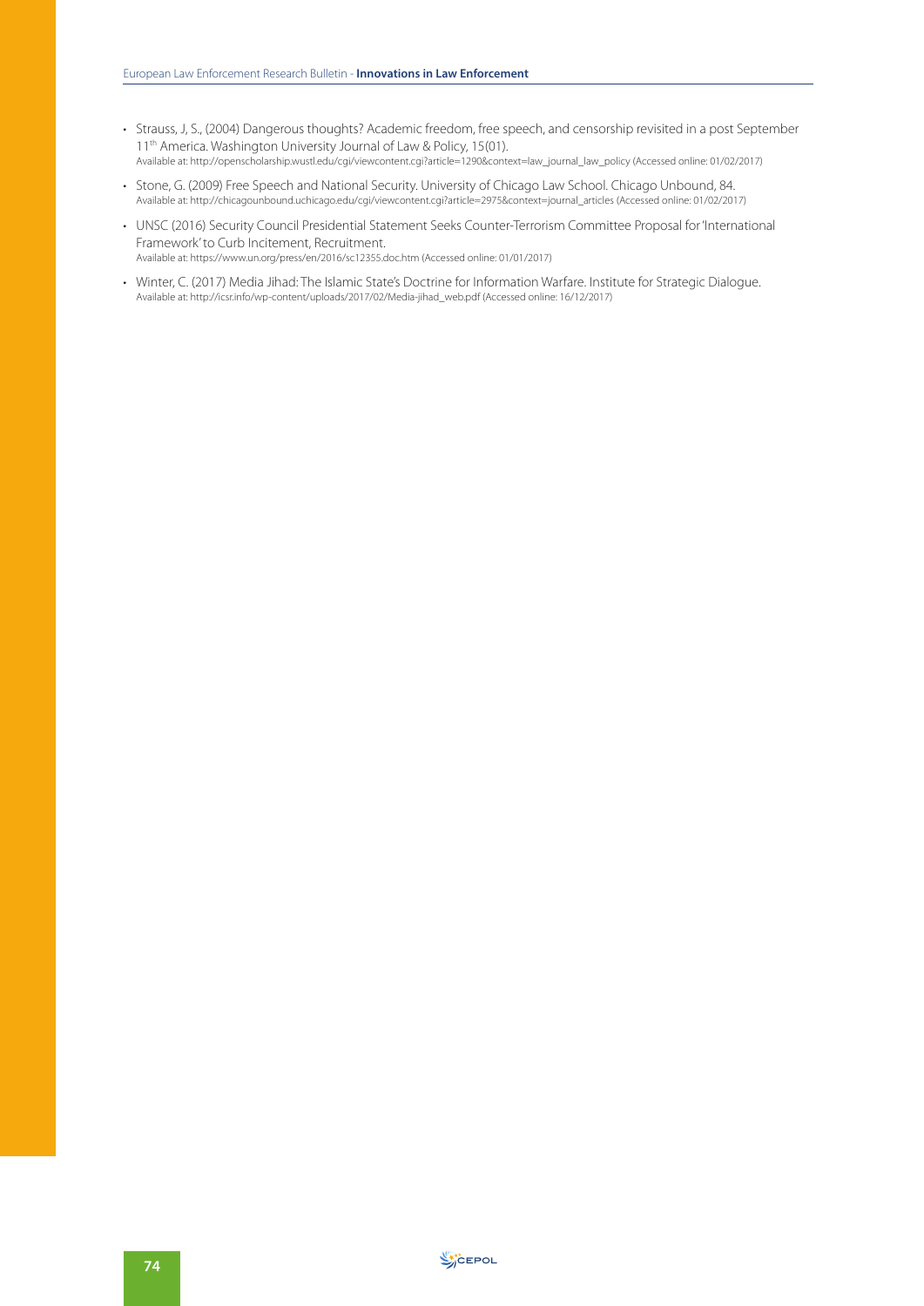- Strauss, J, S., (2004) Dangerous thoughts? Academic freedom, free speech, and censorship revisited in a post September 11th America. Washington University Journal of Law & Policy, 15(01).
  Available at: http://openscholarship.wustl.edu/cgi/viewcontent.cgi?article=1290&context=law_journal_law_policy (Accessed online: 01/02/2017)
- Stone, G. (2009) Free Speech and National Security. University of Chicago Law School. Chicago Unbound, 84.
  Available at: http://chicagounbound.uchicago.edu/cgi/viewcontent.cgi?article=2975&context=journal_articles (Accessed online: 01/02/2017)
- UNSC (2016) Security Council Presidential Statement Seeks Counter-Terrorism Committee Proposal for 'International Framework' to Curb Incitement, Recruitment.
  Available at: https://www.un.org/press/en/2016/sc12355.doc.htm (Accessed online: 01/01/2017)
- Winter, C. (2017) Media Jihad: The Islamic State's Doctrine for Information Warfare. Institute for Strategic Dialogue.
  Available at: http://icsr.info/wp-content/uploads/2017/02/Media-jihad_web.pdf (Accessed online: 16/12/2017)